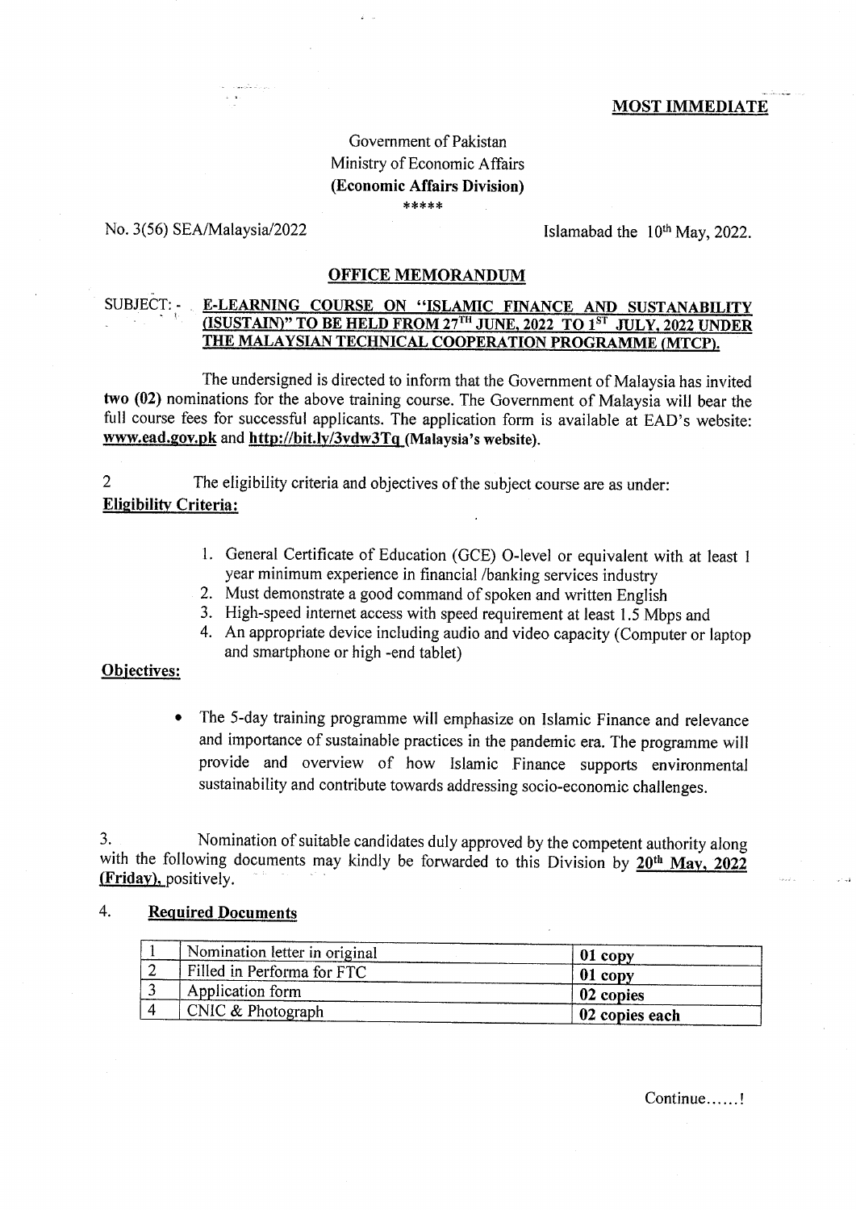**MOST IMMEDIATE**

Government of Pakistan
Ministry of Economic Affairs
**(Economic Affairs Division)**
*****

No. 3(56) SEA/Malaysia/2022

Islamabad the 10th May, 2022.

## OFFICE MEMORANDUM

SUBJECT: - **E-LEARNING COURSE ON "ISLAMIC FINANCE AND SUSTANABILITY (ISUSTAIN)" TO BE HELD FROM 27TH JUNE, 2022 TO 1ST JULY, 2022 UNDER THE MALAYSIAN TECHNICAL COOPERATION PROGRAMME (MTCP).**

The undersigned is directed to inform that the Government of Malaysia has invited **two (02)** nominations for the above training course. The Government of Malaysia will bear the full course fees for successful applicants. The application form is available at EAD's website: **www.ead.gov.pk** and **http://bit.ly/3vdw3Tq (Malaysia's website).**

2 The eligibility criteria and objectives of the subject course are as under:

**Eligibility Criteria:**

1. General Certificate of Education (GCE) O-level or equivalent with at least 1 year minimum experience in financial /banking services industry
2. Must demonstrate a good command of spoken and written English
3. High-speed internet access with speed requirement at least 1.5 Mbps and
4. An appropriate device including audio and video capacity (Computer or laptop and smartphone or high -end tablet)

**Objectives:**

- The 5-day training programme will emphasize on Islamic Finance and relevance and importance of sustainable practices in the pandemic era. The programme will provide and overview of how Islamic Finance supports environmental sustainability and contribute towards addressing socio-economic challenges.

3. Nomination of suitable candidates duly approved by the competent authority along with the following documents may kindly be forwarded to this Division by **20th May, 2022 (Friday),** positively.

4. **Required Documents**

| | | |
|---|---|---|
| 1 | Nomination letter in original | **01 copy** |
| 2 | Filled in Performa for FTC | **01 copy** |
| 3 | Application form | **02 copies** |
| 4 | CNIC & Photograph | **02 copies each** |

Continue......!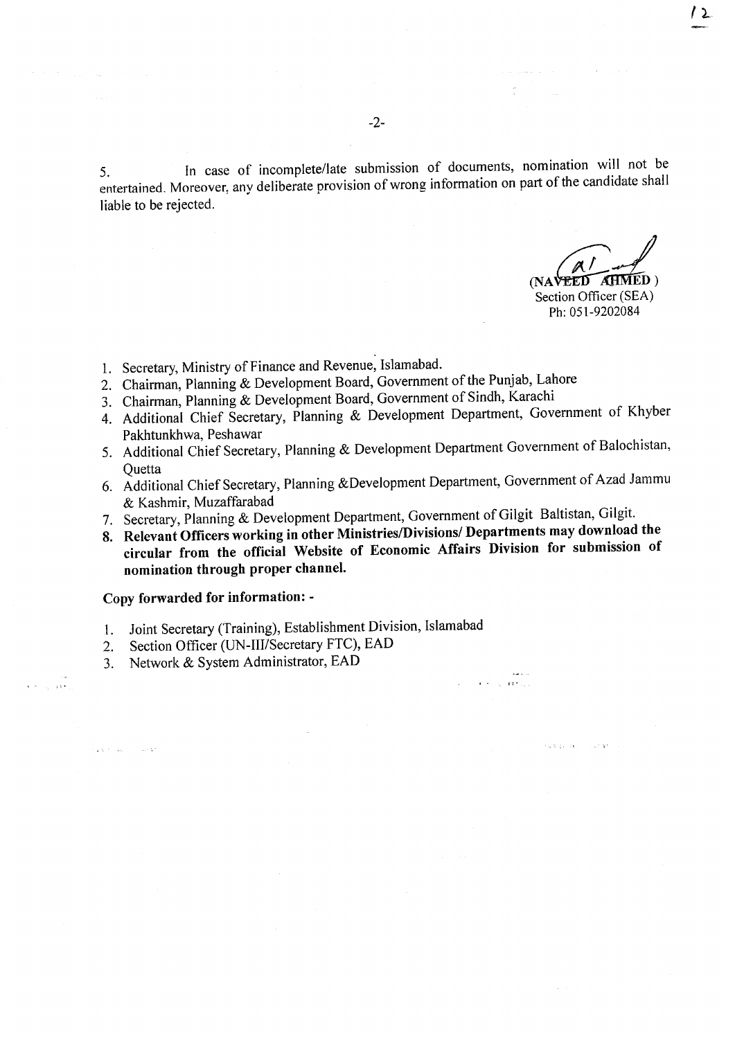5. In case of incomplete/late submission of documents, nomination will not be entertained. Moreover, any deliberate provision of wrong information on part of the candidate shall liable to be rejected.

(NAVEED AHMED)
Section Officer (SEA)
Ph: 051-9202084

1. Secretary, Ministry of Finance and Revenue, Islamabad.
2. Chairman, Planning & Development Board, Government of the Punjab, Lahore
3. Chairman, Planning & Development Board, Government of Sindh, Karachi
4. Additional Chief Secretary, Planning & Development Department, Government of Khyber Pakhtunkhwa, Peshawar
5. Additional Chief Secretary, Planning & Development Department Government of Balochistan, Quetta
6. Additional Chief Secretary, Planning &Development Department, Government of Azad Jammu & Kashmir, Muzaffarabad
7. Secretary, Planning & Development Department, Government of Gilgit Baltistan, Gilgit.
8. **Relevant Officers working in other Ministries/Divisions/ Departments may download the circular from the official Website of Economic Affairs Division for submission of nomination through proper channel.**

**Copy forwarded for information: -**

1. Joint Secretary (Training), Establishment Division, Islamabad
2. Section Officer (UN-III/Secretary FTC), EAD
3. Network & System Administrator, EAD